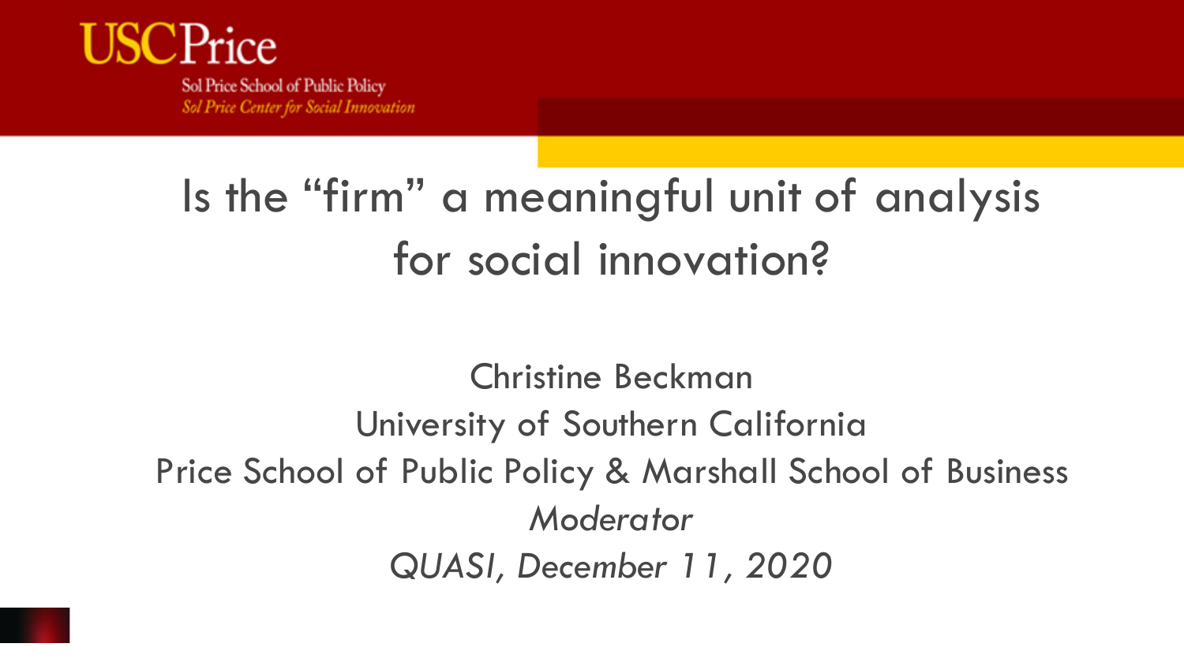USCPrice

Sol Price School of Public Policy

*Sol Price Center for Social Innovation*

# Is the "firm" a meaningful unit of analysis for social innovation?

Christine Beckman

University of Southern California

Price School of Public Policy & Marshall School of Business

*Moderator*

*QUASI, December 11, 2020*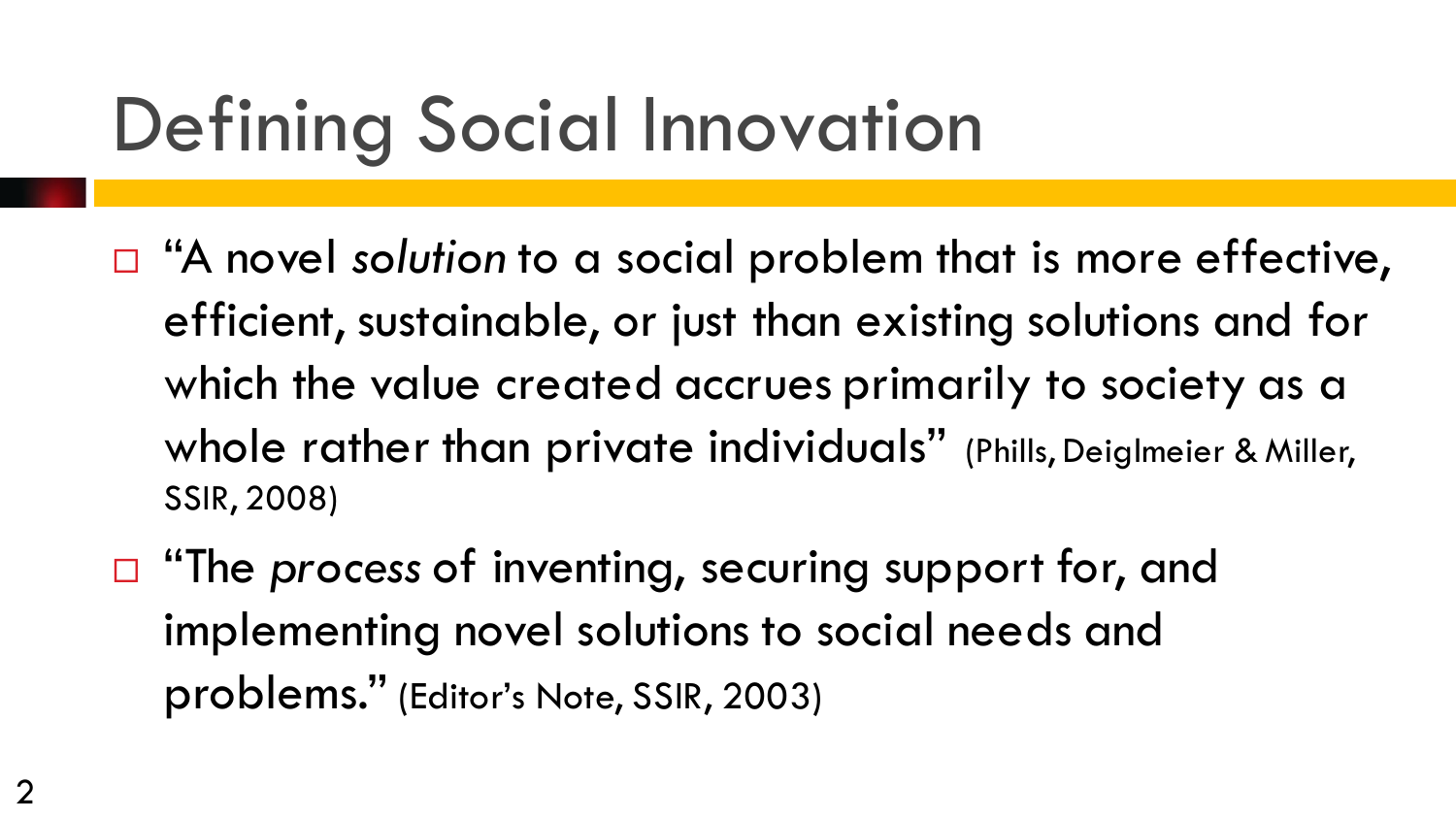# Defining Social Innovation

- "A novel *solution* to a social problem that is more effective, efficient, sustainable, or just than existing solutions and for which the value created accrues primarily to society as a whole rather than private individuals" (Phills, Deiglmeier & Miller, SSIR, 2008)
- "The *process* of inventing, securing support for, and implementing novel solutions to social needs and problems." (Editor's Note, SSIR, 2003)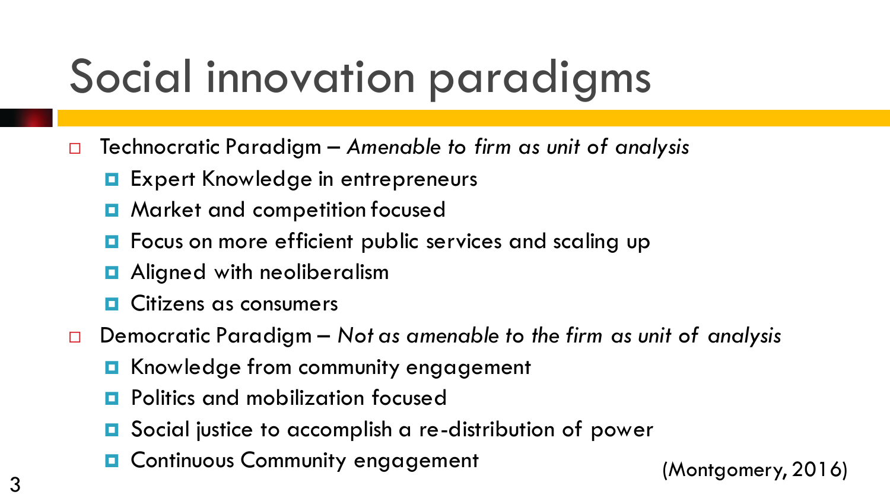# Social innovation paradigms

- Technocratic Paradigm – *Amenable to firm as unit of analysis*
  - Expert Knowledge in entrepreneurs
  - Market and competition focused
  - Focus on more efficient public services and scaling up
  - Aligned with neoliberalism
  - Citizens as consumers
- Democratic Paradigm – *Not as amenable to the firm as unit of analysis*
  - Knowledge from community engagement
  - Politics and mobilization focused
  - Social justice to accomplish a re-distribution of power
  - Continuous Community engagement

(Montgomery, 2016)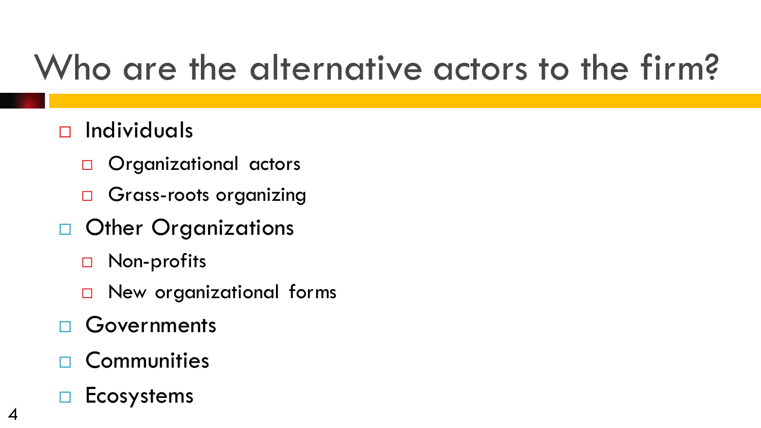# Who are the alternative actors to the firm?

- Individuals
  - Organizational actors
  - Grass-roots organizing
- Other Organizations
  - Non-profits
  - New organizational forms
- Governments
- Communities
- Ecosystems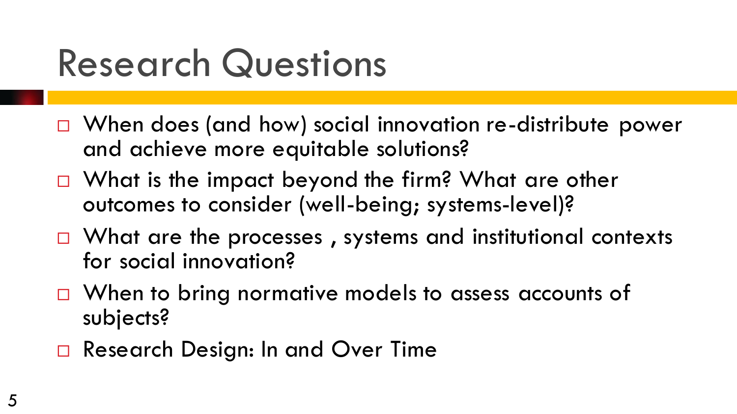# Research Questions

- When does (and how) social innovation re-distribute power and achieve more equitable solutions?
- What is the impact beyond the firm? What are other outcomes to consider (well-being; systems-level)?
- What are the processes , systems and institutional contexts for social innovation?
- When to bring normative models to assess accounts of subjects?
- Research Design: In and Over Time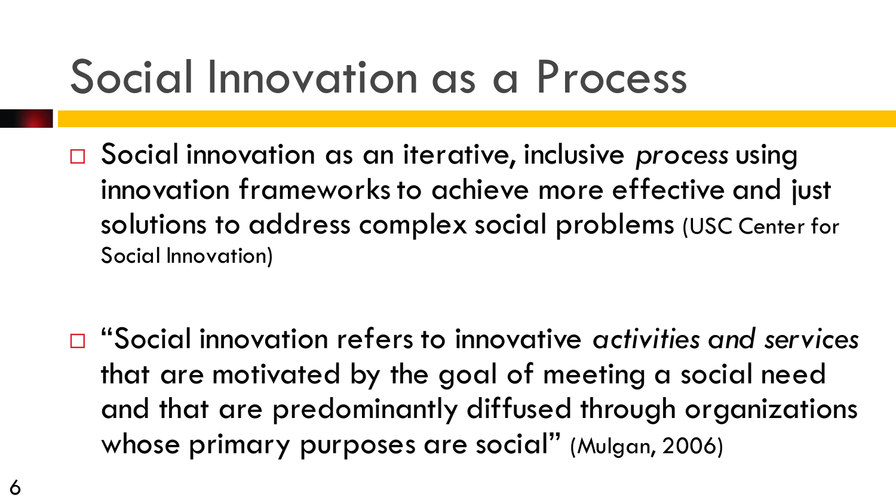# Social Innovation as a Process

- Social innovation as an iterative, inclusive *process* using innovation frameworks to achieve more effective and just solutions to address complex social problems (USC Center for Social Innovation)

- "Social innovation refers to innovative *activities and services* that are motivated by the goal of meeting a social need and that are predominantly diffused through organizations whose primary purposes are social" (Mulgan, 2006)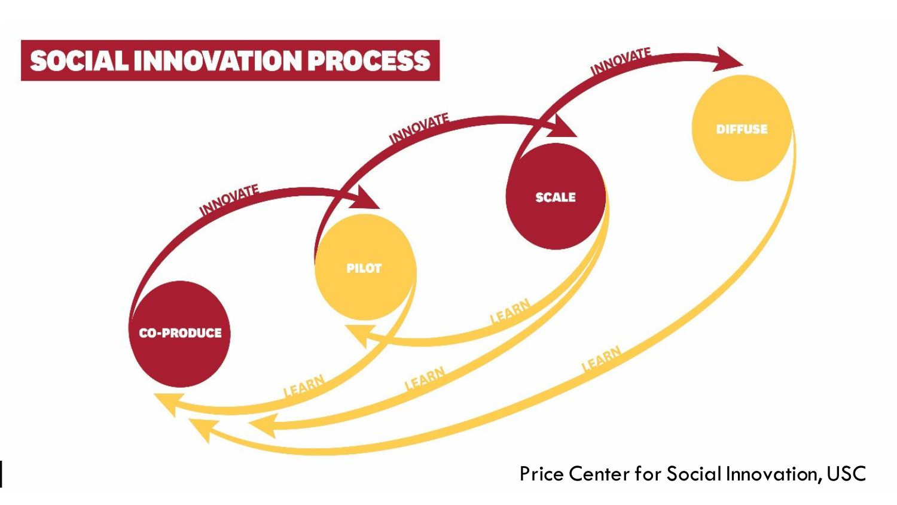# SOCIAL INNOVATION PROCESS

CO-PRODUCE

PILOT

SCALE

DIFFUSE

INNOVATE

INNOVATE

INNOVATE

LEARN

LEARN

LEARN

LEARN

Price Center for Social Innovation, USC